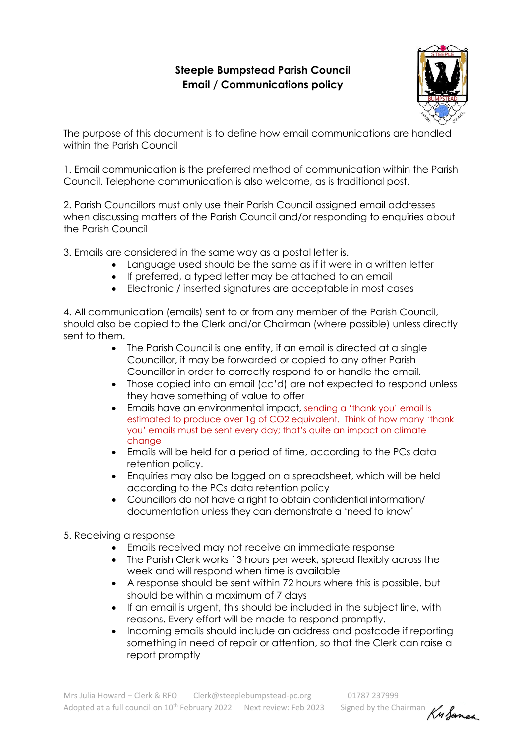# Steeple Bumpstead Parish Council
## Email / Communications policy

The purpose of this document is to define how email communications are handled within the Parish Council

1. Email communication is the preferred method of communication within the Parish Council. Telephone communication is also welcome, as is traditional post.

2. Parish Councillors must only use their Parish Council assigned email addresses when discussing matters of the Parish Council and/or responding to enquiries about the Parish Council

3. Emails are considered in the same way as a postal letter is.
   - Language used should be the same as if it were in a written letter
   - If preferred, a typed letter may be attached to an email
   - Electronic / inserted signatures are acceptable in most cases

4. All communication (emails) sent to or from any member of the Parish Council, should also be copied to the Clerk and/or Chairman (where possible) unless directly sent to them.
   - The Parish Council is one entity, if an email is directed at a single Councillor, it may be forwarded or copied to any other Parish Councillor in order to correctly respond to or handle the email.
   - Those copied into an email (cc'd) are not expected to respond unless they have something of value to offer
   - Emails have an environmental impact, sending a 'thank you' email is estimated to produce over 1g of $CO_2$ equivalent. Think of how many 'thank you' emails must be sent every day; that's quite an impact on climate change
   - Emails will be held for a period of time, according to the PCs data retention policy.
   - Enquiries may also be logged on a spreadsheet, which will be held according to the PCs data retention policy
   - Councillors do not have a right to obtain confidential information/ documentation unless they can demonstrate a 'need to know'

5. Receiving a response
   - Emails received may not receive an immediate response
   - The Parish Clerk works 13 hours per week, spread flexibly across the week and will respond when time is available
   - A response should be sent within 72 hours where this is possible, but should be within a maximum of 7 days
   - If an email is urgent, this should be included in the subject line, with reasons. Every effort will be made to respond promptly.
   - Incoming emails should include an address and postcode if reporting something in need of repair or attention, so that the Clerk can raise a report promptly

Mrs Julia Howard – Clerk & RFO    Clerk@steeplebumpstead-pc.org    01787 237999
Adopted at a full council on 10th February 2022    Next review: Feb 2023    Signed by the Chairman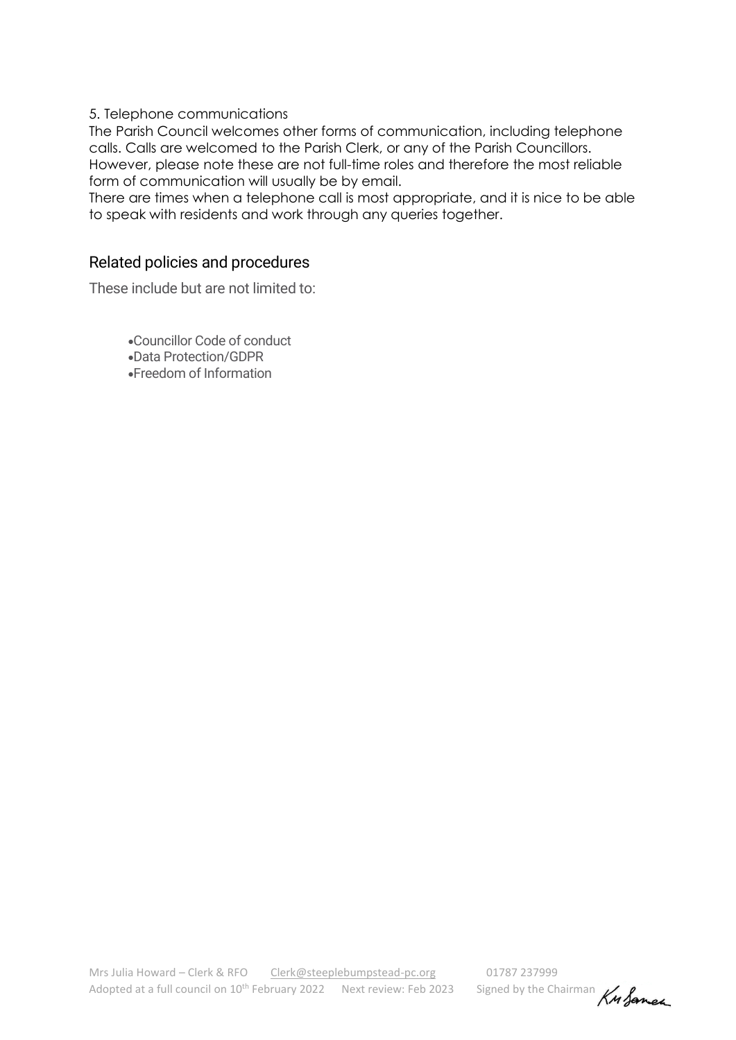5. Telephone communications

The Parish Council welcomes other forms of communication, including telephone calls. Calls are welcomed to the Parish Clerk, or any of the Parish Councillors. However, please note these are not full-time roles and therefore the most reliable form of communication will usually be by email.

There are times when a telephone call is most appropriate, and it is nice to be able to speak with residents and work through any queries together.

## Related policies and procedures

These include but are not limited to:

- Councillor Code of conduct
- Data Protection/GDPR
- Freedom of Information